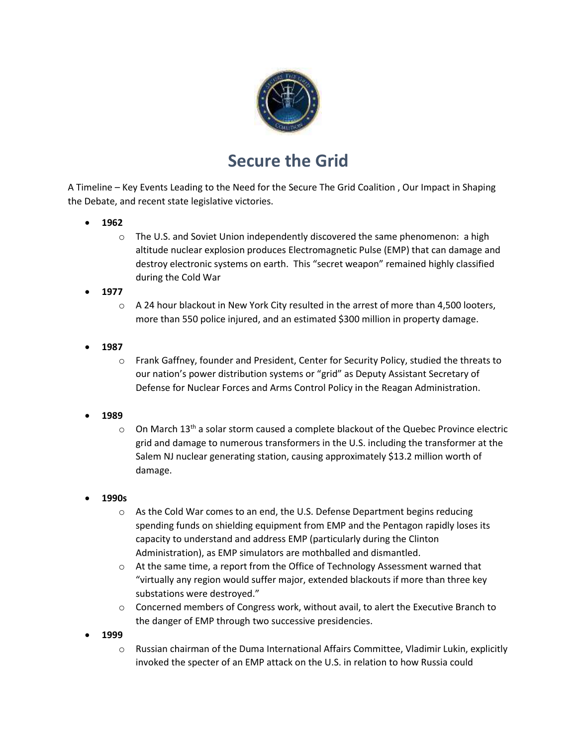# Secure the Grid

A Timeline – Key Events Leading to the Need for the Secure The Grid Coalition , Our Impact in Shaping the Debate, and recent state legislative victories.

- **1962**
    - The U.S. and Soviet Union independently discovered the same phenomenon: a high altitude nuclear explosion produces Electromagnetic Pulse (EMP) that can damage and destroy electronic systems on earth. This "secret weapon" remained highly classified during the Cold War
- **1977**
    - A 24 hour blackout in New York City resulted in the arrest of more than 4,500 looters, more than 550 police injured, and an estimated $300 million in property damage.
- **1987**
    - Frank Gaffney, founder and President, Center for Security Policy, studied the threats to our nation's power distribution systems or "grid" as Deputy Assistant Secretary of Defense for Nuclear Forces and Arms Control Policy in the Reagan Administration.
- **1989**
    - On March 13th a solar storm caused a complete blackout of the Quebec Province electric grid and damage to numerous transformers in the U.S. including the transformer at the Salem NJ nuclear generating station, causing approximately $13.2 million worth of damage.
- **1990s**
    - As the Cold War comes to an end, the U.S. Defense Department begins reducing spending funds on shielding equipment from EMP and the Pentagon rapidly loses its capacity to understand and address EMP (particularly during the Clinton Administration), as EMP simulators are mothballed and dismantled.
    - At the same time, a report from the Office of Technology Assessment warned that "virtually any region would suffer major, extended blackouts if more than three key substations were destroyed."
    - Concerned members of Congress work, without avail, to alert the Executive Branch to the danger of EMP through two successive presidencies.
- **1999**
    - Russian chairman of the Duma International Affairs Committee, Vladimir Lukin, explicitly invoked the specter of an EMP attack on the U.S. in relation to how Russia could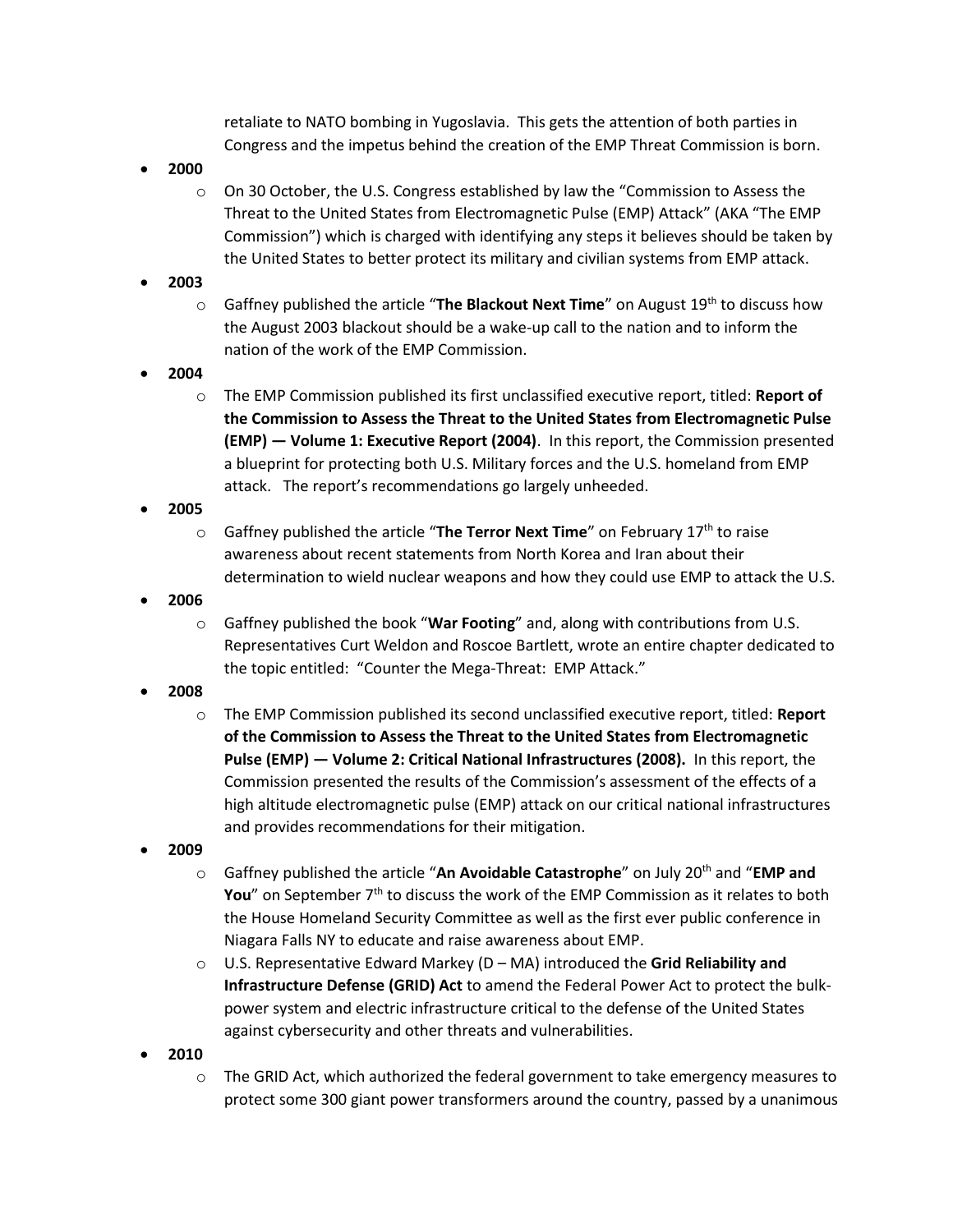retaliate to NATO bombing in Yugoslavia. This gets the attention of both parties in Congress and the impetus behind the creation of the EMP Threat Commission is born.

- **2000**
  - On 30 October, the U.S. Congress established by law the "Commission to Assess the Threat to the United States from Electromagnetic Pulse (EMP) Attack" (AKA "The EMP Commission") which is charged with identifying any steps it believes should be taken by the United States to better protect its military and civilian systems from EMP attack.
- **2003**
  - Gaffney published the article "**The Blackout Next Time**" on August 19th to discuss how the August 2003 blackout should be a wake-up call to the nation and to inform the nation of the work of the EMP Commission.
- **2004**
  - The EMP Commission published its first unclassified executive report, titled: **Report of the Commission to Assess the Threat to the United States from Electromagnetic Pulse (EMP) — Volume 1: Executive Report (2004)**. In this report, the Commission presented a blueprint for protecting both U.S. Military forces and the U.S. homeland from EMP attack. The report's recommendations go largely unheeded.
- **2005**
  - Gaffney published the article "**The Terror Next Time**" on February 17th to raise awareness about recent statements from North Korea and Iran about their determination to wield nuclear weapons and how they could use EMP to attack the U.S.
- **2006**
  - Gaffney published the book "**War Footing**" and, along with contributions from U.S. Representatives Curt Weldon and Roscoe Bartlett, wrote an entire chapter dedicated to the topic entitled: "Counter the Mega-Threat: EMP Attack."
- **2008**
  - The EMP Commission published its second unclassified executive report, titled: **Report of the Commission to Assess the Threat to the United States from Electromagnetic Pulse (EMP) — Volume 2: Critical National Infrastructures (2008).** In this report, the Commission presented the results of the Commission's assessment of the effects of a high altitude electromagnetic pulse (EMP) attack on our critical national infrastructures and provides recommendations for their mitigation.
- **2009**
  - Gaffney published the article "**An Avoidable Catastrophe**" on July 20th and "**EMP and You**" on September 7th to discuss the work of the EMP Commission as it relates to both the House Homeland Security Committee as well as the first ever public conference in Niagara Falls NY to educate and raise awareness about EMP.
  - U.S. Representative Edward Markey (D – MA) introduced the **Grid Reliability and Infrastructure Defense (GRID) Act** to amend the Federal Power Act to protect the bulk-power system and electric infrastructure critical to the defense of the United States against cybersecurity and other threats and vulnerabilities.
- **2010**
  - The GRID Act, which authorized the federal government to take emergency measures to protect some 300 giant power transformers around the country, passed by a unanimous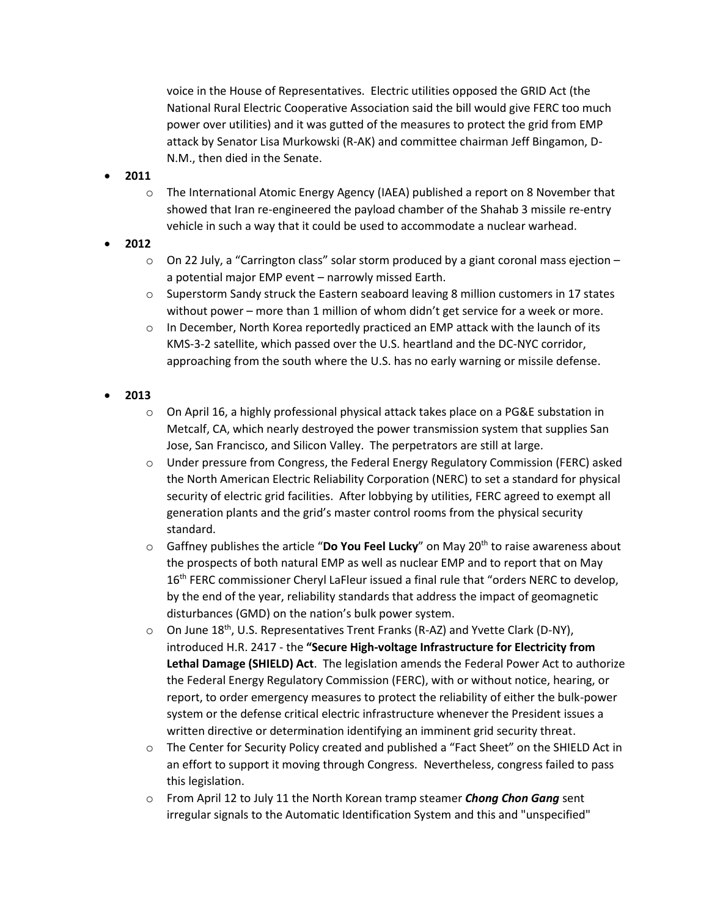voice in the House of Representatives. Electric utilities opposed the GRID Act (the National Rural Electric Cooperative Association said the bill would give FERC too much power over utilities) and it was gutted of the measures to protect the grid from EMP attack by Senator Lisa Murkowski (R-AK) and committee chairman Jeff Bingamon, D-N.M., then died in the Senate.

- **2011**
  - The International Atomic Energy Agency (IAEA) published a report on 8 November that showed that Iran re-engineered the payload chamber of the Shahab 3 missile re-entry vehicle in such a way that it could be used to accommodate a nuclear warhead.
- **2012**
  - On 22 July, a "Carrington class" solar storm produced by a giant coronal mass ejection – a potential major EMP event – narrowly missed Earth.
  - Superstorm Sandy struck the Eastern seaboard leaving 8 million customers in 17 states without power – more than 1 million of whom didn't get service for a week or more.
  - In December, North Korea reportedly practiced an EMP attack with the launch of its KMS-3-2 satellite, which passed over the U.S. heartland and the DC-NYC corridor, approaching from the south where the U.S. has no early warning or missile defense.
- **2013**
  - On April 16, a highly professional physical attack takes place on a PG&E substation in Metcalf, CA, which nearly destroyed the power transmission system that supplies San Jose, San Francisco, and Silicon Valley. The perpetrators are still at large.
  - Under pressure from Congress, the Federal Energy Regulatory Commission (FERC) asked the North American Electric Reliability Corporation (NERC) to set a standard for physical security of electric grid facilities. After lobbying by utilities, FERC agreed to exempt all generation plants and the grid's master control rooms from the physical security standard.
  - Gaffney publishes the article "**Do You Feel Lucky**" on May 20th to raise awareness about the prospects of both natural EMP as well as nuclear EMP and to report that on May 16th FERC commissioner Cheryl LaFleur issued a final rule that "orders NERC to develop, by the end of the year, reliability standards that address the impact of geomagnetic disturbances (GMD) on the nation's bulk power system.
  - On June 18th, U.S. Representatives Trent Franks (R-AZ) and Yvette Clark (D-NY), introduced H.R. 2417 - the **"Secure High-voltage Infrastructure for Electricity from Lethal Damage (SHIELD) Act**. The legislation amends the Federal Power Act to authorize the Federal Energy Regulatory Commission (FERC), with or without notice, hearing, or report, to order emergency measures to protect the reliability of either the bulk-power system or the defense critical electric infrastructure whenever the President issues a written directive or determination identifying an imminent grid security threat.
  - The Center for Security Policy created and published a "Fact Sheet" on the SHIELD Act in an effort to support it moving through Congress. Nevertheless, congress failed to pass this legislation.
  - From April 12 to July 11 the North Korean tramp steamer ***Chong Chon Gang*** sent irregular signals to the Automatic Identification System and this and "unspecified"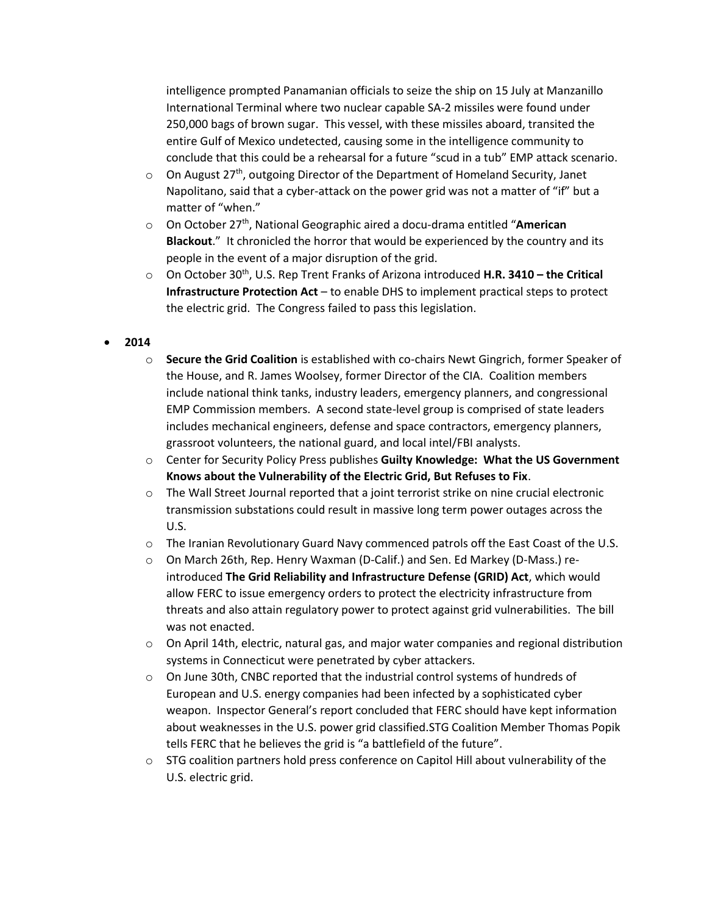intelligence prompted Panamanian officials to seize the ship on 15 July at Manzanillo International Terminal where two nuclear capable SA-2 missiles were found under 250,000 bags of brown sugar. This vessel, with these missiles aboard, transited the entire Gulf of Mexico undetected, causing some in the intelligence community to conclude that this could be a rehearsal for a future "scud in a tub" EMP attack scenario.

- On August 27th, outgoing Director of the Department of Homeland Security, Janet Napolitano, said that a cyber-attack on the power grid was not a matter of "if" but a matter of "when."
- On October 27th, National Geographic aired a docu-drama entitled "**American Blackout**." It chronicled the horror that would be experienced by the country and its people in the event of a major disruption of the grid.
- On October 30th, U.S. Rep Trent Franks of Arizona introduced **H.R. 3410 – the Critical Infrastructure Protection Act** – to enable DHS to implement practical steps to protect the electric grid. The Congress failed to pass this legislation.

- **2014**
  - **Secure the Grid Coalition** is established with co-chairs Newt Gingrich, former Speaker of the House, and R. James Woolsey, former Director of the CIA. Coalition members include national think tanks, industry leaders, emergency planners, and congressional EMP Commission members. A second state-level group is comprised of state leaders includes mechanical engineers, defense and space contractors, emergency planners, grassroot volunteers, the national guard, and local intel/FBI analysts.
  - Center for Security Policy Press publishes **Guilty Knowledge: What the US Government Knows about the Vulnerability of the Electric Grid, But Refuses to Fix**.
  - The Wall Street Journal reported that a joint terrorist strike on nine crucial electronic transmission substations could result in massive long term power outages across the U.S.
  - The Iranian Revolutionary Guard Navy commenced patrols off the East Coast of the U.S.
  - On March 26th, Rep. Henry Waxman (D-Calif.) and Sen. Ed Markey (D-Mass.) re-introduced **The Grid Reliability and Infrastructure Defense (GRID) Act**, which would allow FERC to issue emergency orders to protect the electricity infrastructure from threats and also attain regulatory power to protect against grid vulnerabilities. The bill was not enacted.
  - On April 14th, electric, natural gas, and major water companies and regional distribution systems in Connecticut were penetrated by cyber attackers.
  - On June 30th, CNBC reported that the industrial control systems of hundreds of European and U.S. energy companies had been infected by a sophisticated cyber weapon. Inspector General's report concluded that FERC should have kept information about weaknesses in the U.S. power grid classified.STG Coalition Member Thomas Popik tells FERC that he believes the grid is "a battlefield of the future".
  - STG coalition partners hold press conference on Capitol Hill about vulnerability of the U.S. electric grid.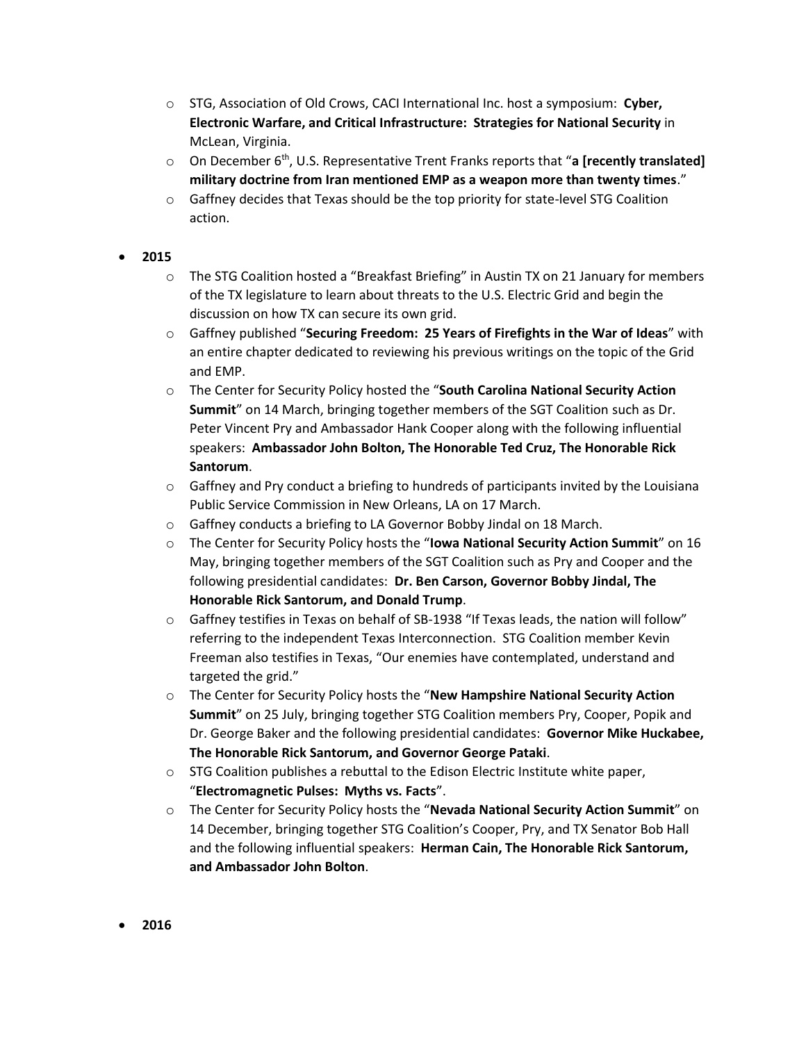- STG, Association of Old Crows, CACI International Inc. host a symposium: **Cyber, Electronic Warfare, and Critical Infrastructure: Strategies for National Security** in McLean, Virginia.
- On December 6th, U.S. Representative Trent Franks reports that "**a [recently translated] military doctrine from Iran mentioned EMP as a weapon more than twenty times**."
- Gaffney decides that Texas should be the top priority for state-level STG Coalition action.

- **2015**
  - The STG Coalition hosted a "Breakfast Briefing" in Austin TX on 21 January for members of the TX legislature to learn about threats to the U.S. Electric Grid and begin the discussion on how TX can secure its own grid.
  - Gaffney published "**Securing Freedom: 25 Years of Firefights in the War of Ideas**" with an entire chapter dedicated to reviewing his previous writings on the topic of the Grid and EMP.
  - The Center for Security Policy hosted the "**South Carolina National Security Action Summit**" on 14 March, bringing together members of the SGT Coalition such as Dr. Peter Vincent Pry and Ambassador Hank Cooper along with the following influential speakers: **Ambassador John Bolton, The Honorable Ted Cruz, The Honorable Rick Santorum**.
  - Gaffney and Pry conduct a briefing to hundreds of participants invited by the Louisiana Public Service Commission in New Orleans, LA on 17 March.
  - Gaffney conducts a briefing to LA Governor Bobby Jindal on 18 March.
  - The Center for Security Policy hosts the "**Iowa National Security Action Summit**" on 16 May, bringing together members of the SGT Coalition such as Pry and Cooper and the following presidential candidates: **Dr. Ben Carson, Governor Bobby Jindal, The Honorable Rick Santorum, and Donald Trump**.
  - Gaffney testifies in Texas on behalf of SB-1938 "If Texas leads, the nation will follow" referring to the independent Texas Interconnection. STG Coalition member Kevin Freeman also testifies in Texas, "Our enemies have contemplated, understand and targeted the grid."
  - The Center for Security Policy hosts the "**New Hampshire National Security Action Summit**" on 25 July, bringing together STG Coalition members Pry, Cooper, Popik and Dr. George Baker and the following presidential candidates: **Governor Mike Huckabee, The Honorable Rick Santorum, and Governor George Pataki**.
  - STG Coalition publishes a rebuttal to the Edison Electric Institute white paper, "**Electromagnetic Pulses: Myths vs. Facts**".
  - The Center for Security Policy hosts the "**Nevada National Security Action Summit**" on 14 December, bringing together STG Coalition's Cooper, Pry, and TX Senator Bob Hall and the following influential speakers: **Herman Cain, The Honorable Rick Santorum, and Ambassador John Bolton**.

- **2016**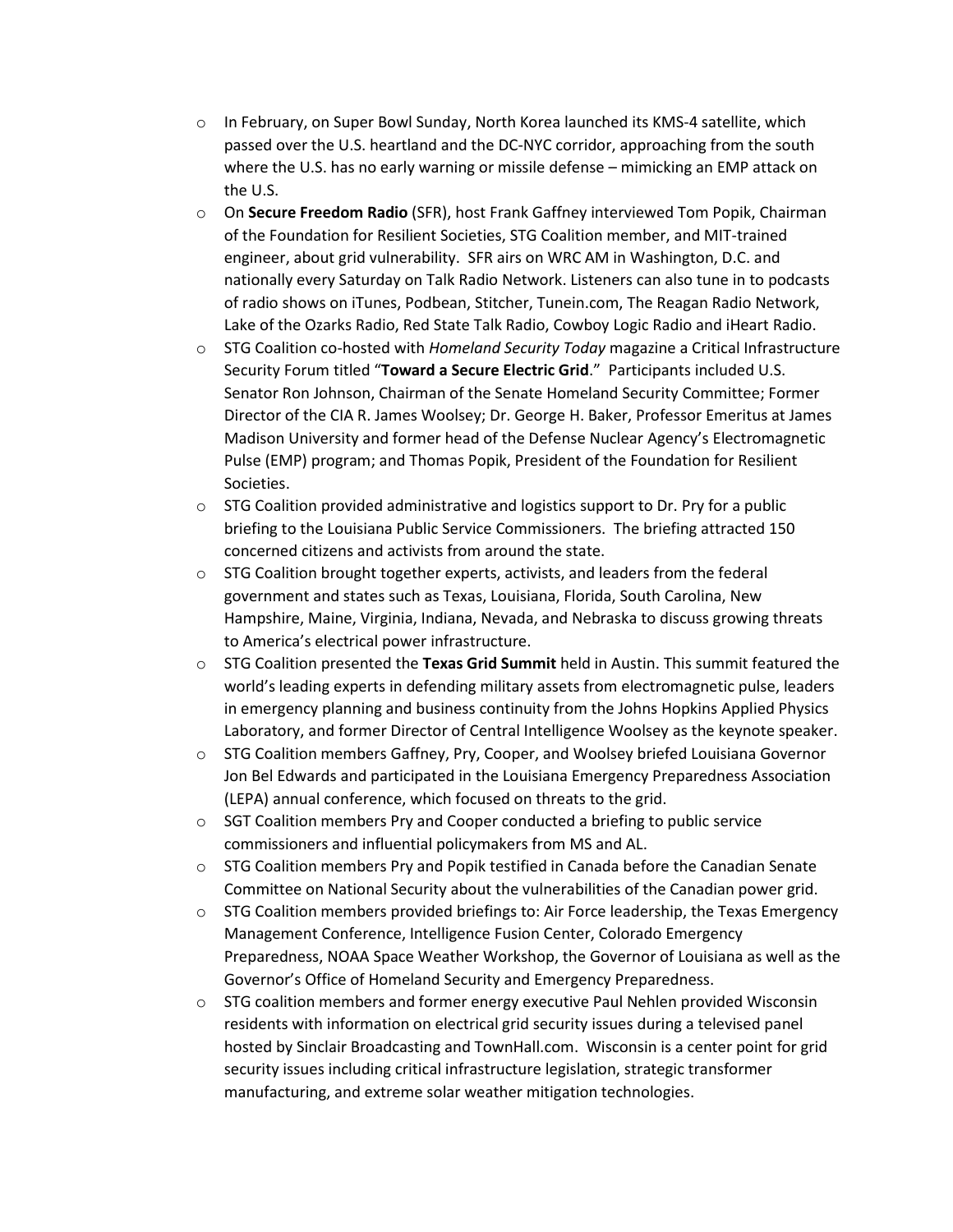- In February, on Super Bowl Sunday, North Korea launched its KMS-4 satellite, which passed over the U.S. heartland and the DC-NYC corridor, approaching from the south where the U.S. has no early warning or missile defense – mimicking an EMP attack on the U.S.
- On **Secure Freedom Radio** (SFR), host Frank Gaffney interviewed Tom Popik, Chairman of the Foundation for Resilient Societies, STG Coalition member, and MIT-trained engineer, about grid vulnerability. SFR airs on WRC AM in Washington, D.C. and nationally every Saturday on Talk Radio Network. Listeners can also tune in to podcasts of radio shows on iTunes, Podbean, Stitcher, Tunein.com, The Reagan Radio Network, Lake of the Ozarks Radio, Red State Talk Radio, Cowboy Logic Radio and iHeart Radio.
- STG Coalition co-hosted with *Homeland Security Today* magazine a Critical Infrastructure Security Forum titled "**Toward a Secure Electric Grid**." Participants included U.S. Senator Ron Johnson, Chairman of the Senate Homeland Security Committee; Former Director of the CIA R. James Woolsey; Dr. George H. Baker, Professor Emeritus at James Madison University and former head of the Defense Nuclear Agency's Electromagnetic Pulse (EMP) program; and Thomas Popik, President of the Foundation for Resilient Societies.
- STG Coalition provided administrative and logistics support to Dr. Pry for a public briefing to the Louisiana Public Service Commissioners. The briefing attracted 150 concerned citizens and activists from around the state.
- STG Coalition brought together experts, activists, and leaders from the federal government and states such as Texas, Louisiana, Florida, South Carolina, New Hampshire, Maine, Virginia, Indiana, Nevada, and Nebraska to discuss growing threats to America's electrical power infrastructure.
- STG Coalition presented the **Texas Grid Summit** held in Austin. This summit featured the world's leading experts in defending military assets from electromagnetic pulse, leaders in emergency planning and business continuity from the Johns Hopkins Applied Physics Laboratory, and former Director of Central Intelligence Woolsey as the keynote speaker.
- STG Coalition members Gaffney, Pry, Cooper, and Woolsey briefed Louisiana Governor Jon Bel Edwards and participated in the Louisiana Emergency Preparedness Association (LEPA) annual conference, which focused on threats to the grid.
- SGT Coalition members Pry and Cooper conducted a briefing to public service commissioners and influential policymakers from MS and AL.
- STG Coalition members Pry and Popik testified in Canada before the Canadian Senate Committee on National Security about the vulnerabilities of the Canadian power grid.
- STG Coalition members provided briefings to: Air Force leadership, the Texas Emergency Management Conference, Intelligence Fusion Center, Colorado Emergency Preparedness, NOAA Space Weather Workshop, the Governor of Louisiana as well as the Governor's Office of Homeland Security and Emergency Preparedness.
- STG coalition members and former energy executive Paul Nehlen provided Wisconsin residents with information on electrical grid security issues during a televised panel hosted by Sinclair Broadcasting and TownHall.com. Wisconsin is a center point for grid security issues including critical infrastructure legislation, strategic transformer manufacturing, and extreme solar weather mitigation technologies.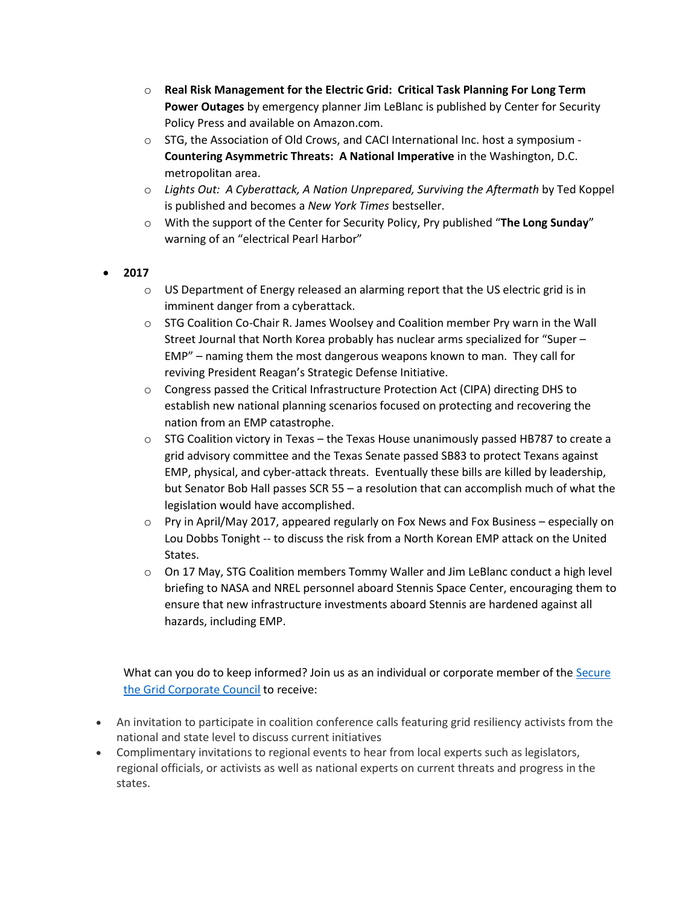- **Real Risk Management for the Electric Grid: Critical Task Planning For Long Term Power Outages** by emergency planner Jim LeBlanc is published by Center for Security Policy Press and available on Amazon.com.
- STG, the Association of Old Crows, and CACI International Inc. host a symposium - **Countering Asymmetric Threats: A National Imperative** in the Washington, D.C. metropolitan area.
- *Lights Out: A Cyberattack, A Nation Unprepared, Surviving the Aftermath* by Ted Koppel is published and becomes a *New York Times* bestseller.
- With the support of the Center for Security Policy, Pry published "**The Long Sunday**" warning of an "electrical Pearl Harbor"

- **2017**
  - US Department of Energy released an alarming report that the US electric grid is in imminent danger from a cyberattack.
  - STG Coalition Co-Chair R. James Woolsey and Coalition member Pry warn in the Wall Street Journal that North Korea probably has nuclear arms specialized for "Super – EMP" – naming them the most dangerous weapons known to man. They call for reviving President Reagan's Strategic Defense Initiative.
  - Congress passed the Critical Infrastructure Protection Act (CIPA) directing DHS to establish new national planning scenarios focused on protecting and recovering the nation from an EMP catastrophe.
  - STG Coalition victory in Texas – the Texas House unanimously passed HB787 to create a grid advisory committee and the Texas Senate passed SB83 to protect Texans against EMP, physical, and cyber-attack threats. Eventually these bills are killed by leadership, but Senator Bob Hall passes SCR 55 – a resolution that can accomplish much of what the legislation would have accomplished.
  - Pry in April/May 2017, appeared regularly on Fox News and Fox Business – especially on Lou Dobbs Tonight -- to discuss the risk from a North Korean EMP attack on the United States.
  - On 17 May, STG Coalition members Tommy Waller and Jim LeBlanc conduct a high level briefing to NASA and NREL personnel aboard Stennis Space Center, encouraging them to ensure that new infrastructure investments aboard Stennis are hardened against all hazards, including EMP.

What can you do to keep informed? Join us as an individual or corporate member of the Secure the Grid Corporate Council to receive:

- An invitation to participate in coalition conference calls featuring grid resiliency activists from the national and state level to discuss current initiatives
- Complimentary invitations to regional events to hear from local experts such as legislators, regional officials, or activists as well as national experts on current threats and progress in the states.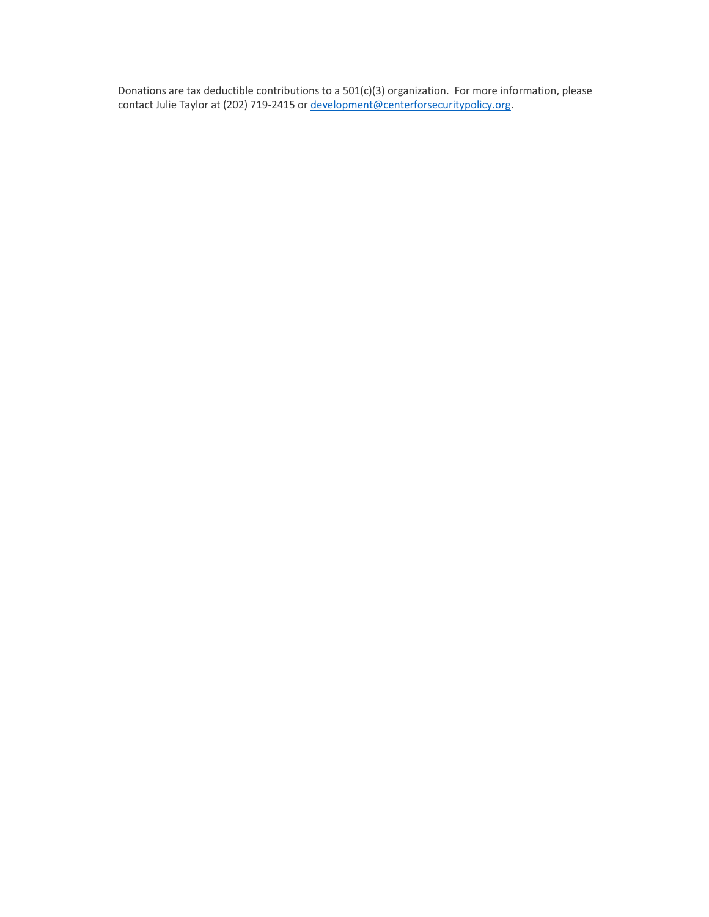Donations are tax deductible contributions to a 501(c)(3) organization. For more information, please contact Julie Taylor at (202) 719-2415 or development@centerforsecuritypolicy.org.